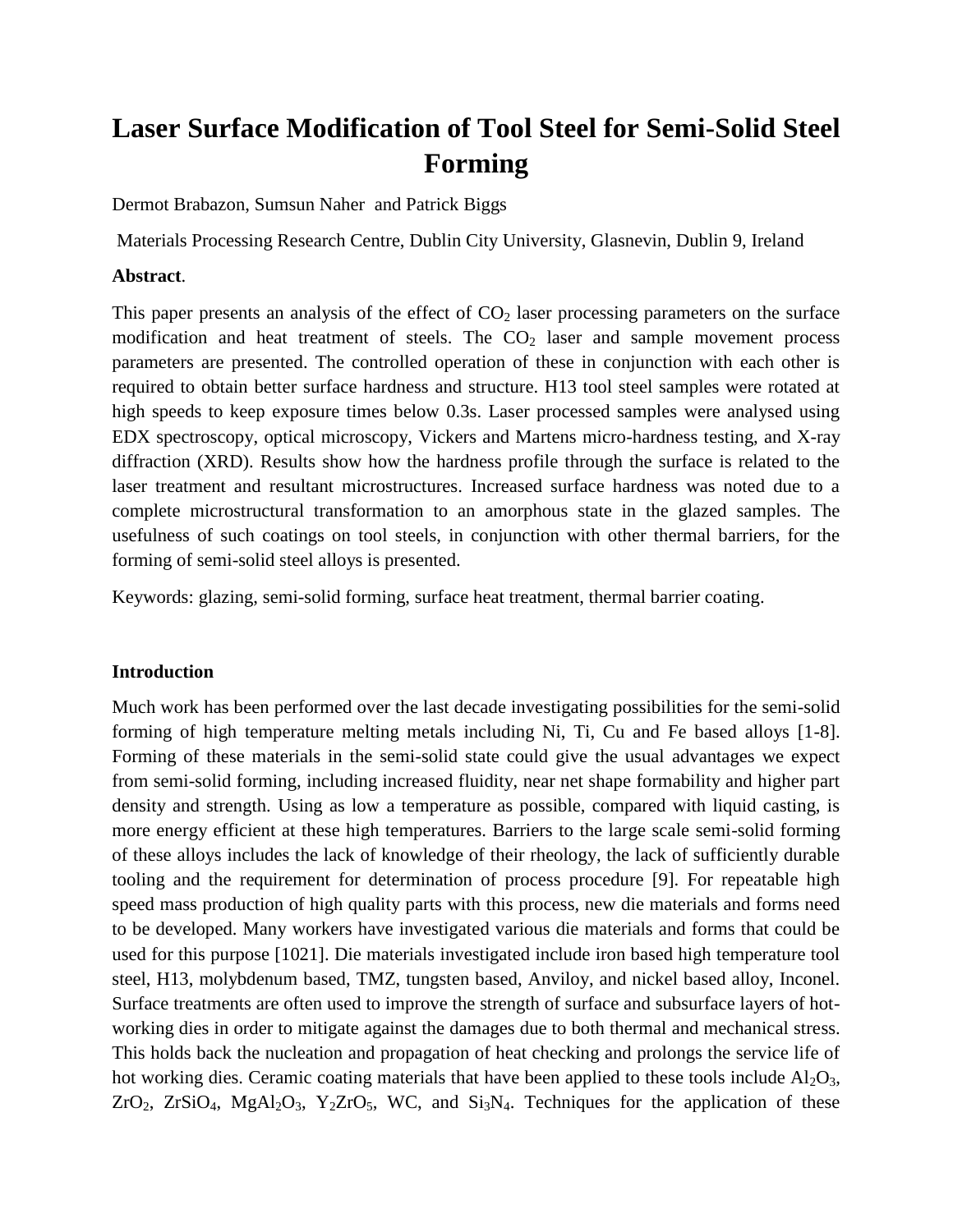# Laser Surface Modification of Tool Steel for Semi-Solid Steel Forming

Dermot Brabazon, Sumsun Naher and Patrick Biggs

Materials Processing Research Centre, Dublin City University, Glasnevin, Dublin 9, Ireland

**Abstract**.

This paper presents an analysis of the effect of $CO_2$ laser processing parameters on the surface modification and heat treatment of steels. The $CO_2$ laser and sample movement process parameters are presented. The controlled operation of these in conjunction with each other is required to obtain better surface hardness and structure. H13 tool steel samples were rotated at high speeds to keep exposure times below 0.3s. Laser processed samples were analysed using EDX spectroscopy, optical microscopy, Vickers and Martens micro-hardness testing, and X-ray diffraction (XRD). Results show how the hardness profile through the surface is related to the laser treatment and resultant microstructures. Increased surface hardness was noted due to a complete microstructural transformation to an amorphous state in the glazed samples. The usefulness of such coatings on tool steels, in conjunction with other thermal barriers, for the forming of semi-solid steel alloys is presented.

Keywords: glazing, semi-solid forming, surface heat treatment, thermal barrier coating.

**Introduction**

Much work has been performed over the last decade investigating possibilities for the semi-solid forming of high temperature melting metals including Ni, Ti, Cu and Fe based alloys [1-8]. Forming of these materials in the semi-solid state could give the usual advantages we expect from semi-solid forming, including increased fluidity, near net shape formability and higher part density and strength. Using as low a temperature as possible, compared with liquid casting, is more energy efficient at these high temperatures. Barriers to the large scale semi-solid forming of these alloys includes the lack of knowledge of their rheology, the lack of sufficiently durable tooling and the requirement for determination of process procedure [9]. For repeatable high speed mass production of high quality parts with this process, new die materials and forms need to be developed. Many workers have investigated various die materials and forms that could be used for this purpose [1021]. Die materials investigated include iron based high temperature tool steel, H13, molybdenum based, TMZ, tungsten based, Anviloy, and nickel based alloy, Inconel. Surface treatments are often used to improve the strength of surface and subsurface layers of hot-working dies in order to mitigate against the damages due to both thermal and mechanical stress. This holds back the nucleation and propagation of heat checking and prolongs the service life of hot working dies. Ceramic coating materials that have been applied to these tools include $Al_2O_3$, $ZrO_2$, $ZrSiO_4$, $MgAl_2O_3$, $Y_2ZrO_5$, WC, and $Si_3N_4$. Techniques for the application of these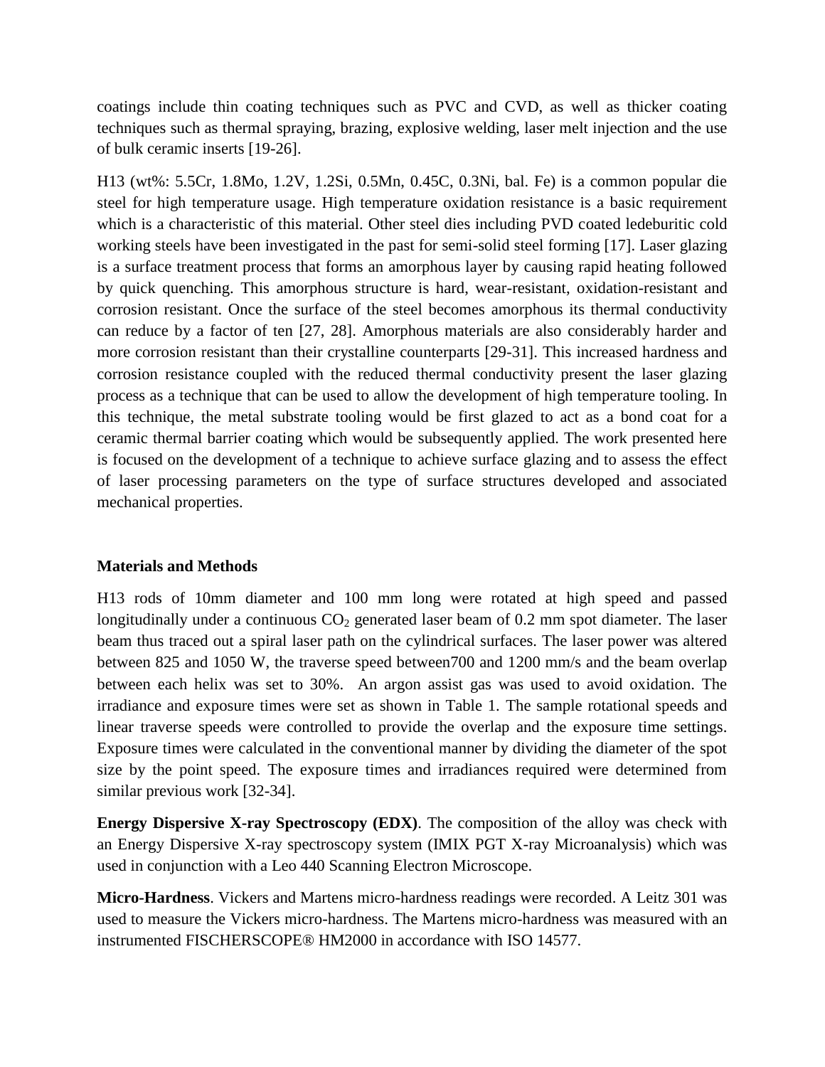coatings include thin coating techniques such as PVC and CVD, as well as thicker coating techniques such as thermal spraying, brazing, explosive welding, laser melt injection and the use of bulk ceramic inserts [19-26].

H13 (wt%: 5.5Cr, 1.8Mo, 1.2V, 1.2Si, 0.5Mn, 0.45C, 0.3Ni, bal. Fe) is a common popular die steel for high temperature usage. High temperature oxidation resistance is a basic requirement which is a characteristic of this material. Other steel dies including PVD coated ledeburitic cold working steels have been investigated in the past for semi-solid steel forming [17]. Laser glazing is a surface treatment process that forms an amorphous layer by causing rapid heating followed by quick quenching. This amorphous structure is hard, wear-resistant, oxidation-resistant and corrosion resistant. Once the surface of the steel becomes amorphous its thermal conductivity can reduce by a factor of ten [27, 28]. Amorphous materials are also considerably harder and more corrosion resistant than their crystalline counterparts [29-31]. This increased hardness and corrosion resistance coupled with the reduced thermal conductivity present the laser glazing process as a technique that can be used to allow the development of high temperature tooling. In this technique, the metal substrate tooling would be first glazed to act as a bond coat for a ceramic thermal barrier coating which would be subsequently applied. The work presented here is focused on the development of a technique to achieve surface glazing and to assess the effect of laser processing parameters on the type of surface structures developed and associated mechanical properties.

## Materials and Methods

H13 rods of 10mm diameter and 100 mm long were rotated at high speed and passed longitudinally under a continuous $CO_2$ generated laser beam of 0.2 mm spot diameter. The laser beam thus traced out a spiral laser path on the cylindrical surfaces. The laser power was altered between 825 and 1050 W, the traverse speed between700 and 1200 mm/s and the beam overlap between each helix was set to 30%. An argon assist gas was used to avoid oxidation. The irradiance and exposure times were set as shown in Table 1. The sample rotational speeds and linear traverse speeds were controlled to provide the overlap and the exposure time settings. Exposure times were calculated in the conventional manner by dividing the diameter of the spot size by the point speed. The exposure times and irradiances required were determined from similar previous work [32-34].

**Energy Dispersive X-ray Spectroscopy (EDX)**. The composition of the alloy was check with an Energy Dispersive X-ray spectroscopy system (IMIX PGT X-ray Microanalysis) which was used in conjunction with a Leo 440 Scanning Electron Microscope.

**Micro-Hardness**. Vickers and Martens micro-hardness readings were recorded. A Leitz 301 was used to measure the Vickers micro-hardness. The Martens micro-hardness was measured with an instrumented FISCHERSCOPE® HM2000 in accordance with ISO 14577.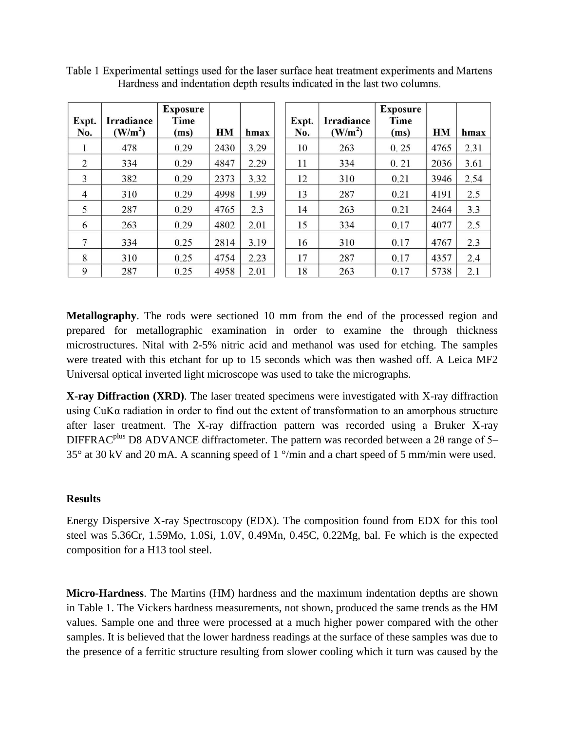Table 1 Experimental settings used for the laser surface heat treatment experiments and Martens Hardness and indentation depth results indicated in the last two columns.

| Expt. No. | Irradiance ($W/m^2$) | Exposure Time (ms) | HM | hmax | Expt. No. | Irradiance ($W/m^2$) | Exposure Time (ms) | HM | hmax |
|---|---|---|---|---|---|---|---|---|---|
| 1 | 478 | 0.29 | 2430 | 3.29 | 10 | 263 | 0. 25 | 4765 | 2.31 |
| 2 | 334 | 0.29 | 4847 | 2.29 | 11 | 334 | 0. 21 | 2036 | 3.61 |
| 3 | 382 | 0.29 | 2373 | 3.32 | 12 | 310 | 0.21 | 3946 | 2.54 |
| 4 | 310 | 0.29 | 4998 | 1.99 | 13 | 287 | 0.21 | 4191 | 2.5 |
| 5 | 287 | 0.29 | 4765 | 2.3 | 14 | 263 | 0.21 | 2464 | 3.3 |
| 6 | 263 | 0.29 | 4802 | 2.01 | 15 | 334 | 0.17 | 4077 | 2.5 |
| 7 | 334 | 0.25 | 2814 | 3.19 | 16 | 310 | 0.17 | 4767 | 2.3 |
| 8 | 310 | 0.25 | 4754 | 2.23 | 17 | 287 | 0.17 | 4357 | 2.4 |
| 9 | 287 | 0.25 | 4958 | 2.01 | 18 | 263 | 0.17 | 5738 | 2.1 |

**Metallography**. The rods were sectioned 10 mm from the end of the processed region and prepared for metallographic examination in order to examine the through thickness microstructures. Nital with 2-5% nitric acid and methanol was used for etching. The samples were treated with this etchant for up to 15 seconds which was then washed off. A Leica MF2 Universal optical inverted light microscope was used to take the micrographs.

**X-ray Diffraction (XRD)**. The laser treated specimens were investigated with X-ray diffraction using CuKα radiation in order to find out the extent of transformation to an amorphous structure after laser treatment. The X-ray diffraction pattern was recorded using a Bruker X-ray DIFFRAC$^{plus}$ D8 ADVANCE diffractometer. The pattern was recorded between a 2θ range of 5–35° at 30 kV and 20 mA. A scanning speed of 1 °/min and a chart speed of 5 mm/min were used.

**Results**

Energy Dispersive X-ray Spectroscopy (EDX). The composition found from EDX for this tool steel was 5.36Cr, 1.59Mo, 1.0Si, 1.0V, 0.49Mn, 0.45C, 0.22Mg, bal. Fe which is the expected composition for a H13 tool steel.

**Micro-Hardness**. The Martins (HM) hardness and the maximum indentation depths are shown in Table 1. The Vickers hardness measurements, not shown, produced the same trends as the HM values. Sample one and three were processed at a much higher power compared with the other samples. It is believed that the lower hardness readings at the surface of these samples was due to the presence of a ferritic structure resulting from slower cooling which it turn was caused by the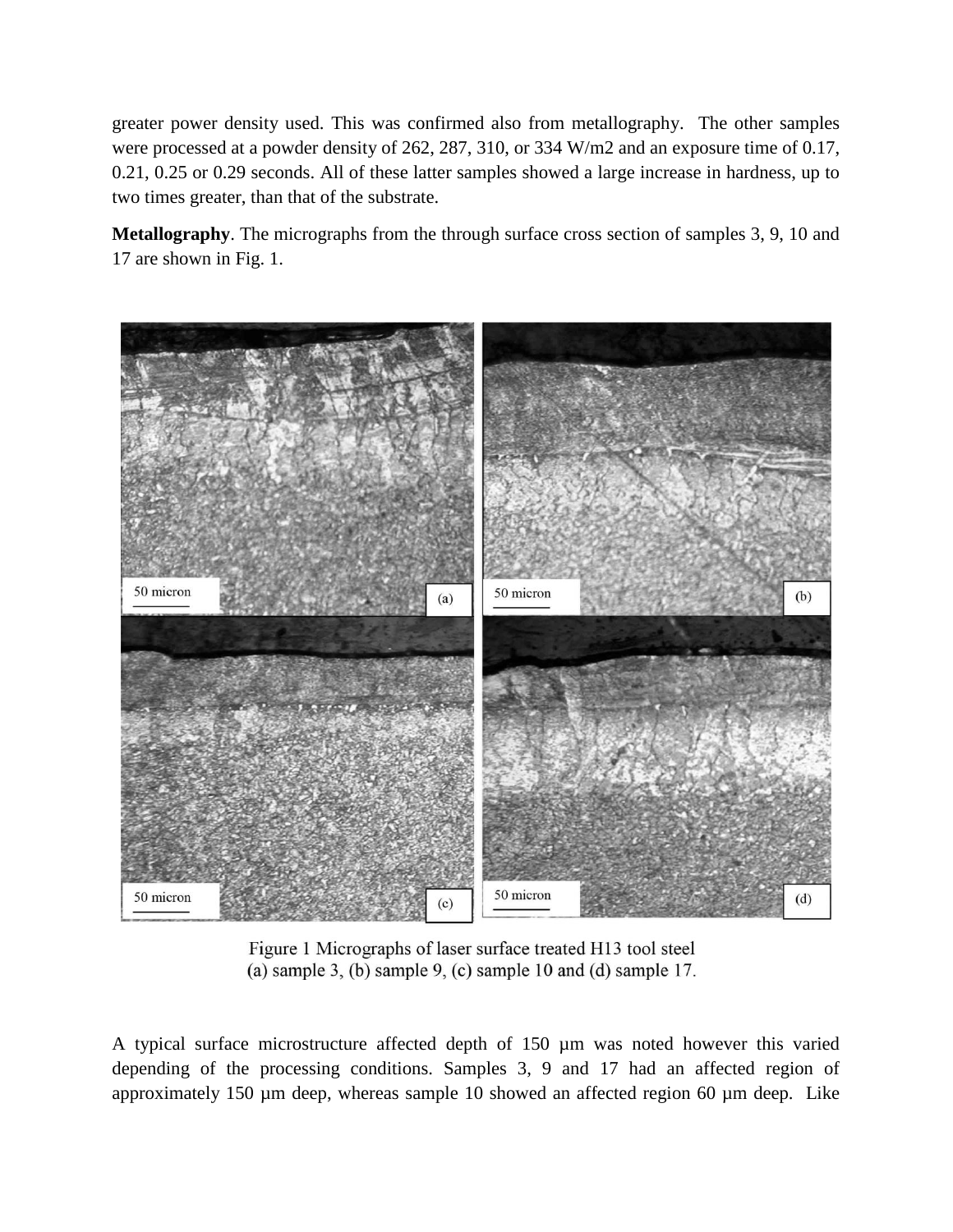greater power density used. This was confirmed also from metallography. The other samples were processed at a powder density of 262, 287, 310, or 334 W/m2 and an exposure time of 0.17, 0.21, 0.25 or 0.29 seconds. All of these latter samples showed a large increase in hardness, up to two times greater, than that of the substrate.

**Metallography**. The micrographs from the through surface cross section of samples 3, 9, 10 and 17 are shown in Fig. 1.

Figure 1 Micrographs of laser surface treated H13 tool steel
(a) sample 3, (b) sample 9, (c) sample 10 and (d) sample 17.

A typical surface microstructure affected depth of 150 µm was noted however this varied depending of the processing conditions. Samples 3, 9 and 17 had an affected region of approximately 150 µm deep, whereas sample 10 showed an affected region 60 µm deep. Like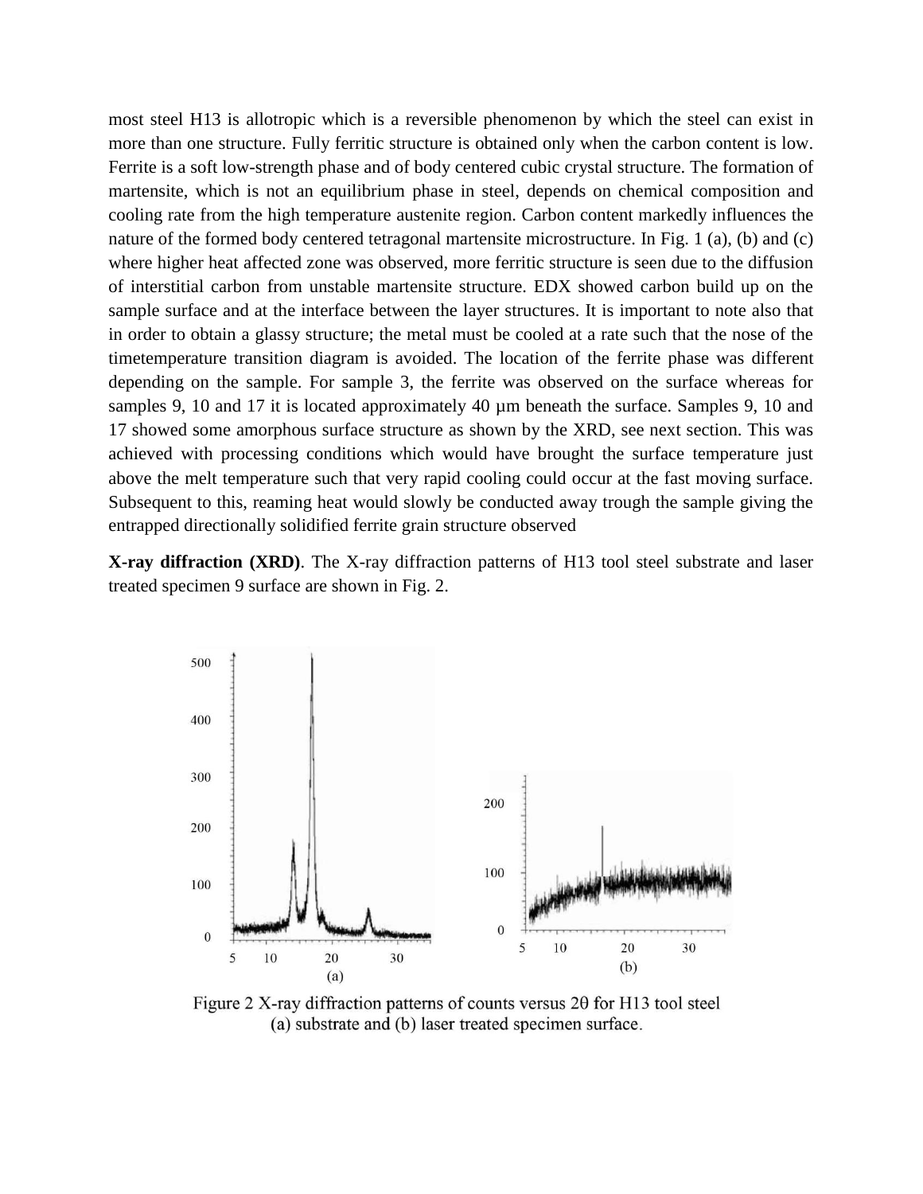most steel H13 is allotropic which is a reversible phenomenon by which the steel can exist in more than one structure. Fully ferritic structure is obtained only when the carbon content is low. Ferrite is a soft low-strength phase and of body centered cubic crystal structure. The formation of martensite, which is not an equilibrium phase in steel, depends on chemical composition and cooling rate from the high temperature austenite region. Carbon content markedly influences the nature of the formed body centered tetragonal martensite microstructure. In Fig. 1 (a), (b) and (c) where higher heat affected zone was observed, more ferritic structure is seen due to the diffusion of interstitial carbon from unstable martensite structure. EDX showed carbon build up on the sample surface and at the interface between the layer structures. It is important to note also that in order to obtain a glassy structure; the metal must be cooled at a rate such that the nose of the timetemperature transition diagram is avoided. The location of the ferrite phase was different depending on the sample. For sample 3, the ferrite was observed on the surface whereas for samples 9, 10 and 17 it is located approximately 40 µm beneath the surface. Samples 9, 10 and 17 showed some amorphous surface structure as shown by the XRD, see next section. This was achieved with processing conditions which would have brought the surface temperature just above the melt temperature such that very rapid cooling could occur at the fast moving surface. Subsequent to this, reaming heat would slowly be conducted away trough the sample giving the entrapped directionally solidified ferrite grain structure observed

**X-ray diffraction (XRD)**. The X-ray diffraction patterns of H13 tool steel substrate and laser treated specimen 9 surface are shown in Fig. 2.

Figure 2 X-ray diffraction patterns of counts versus 2θ for H13 tool steel (a) substrate and (b) laser treated specimen surface.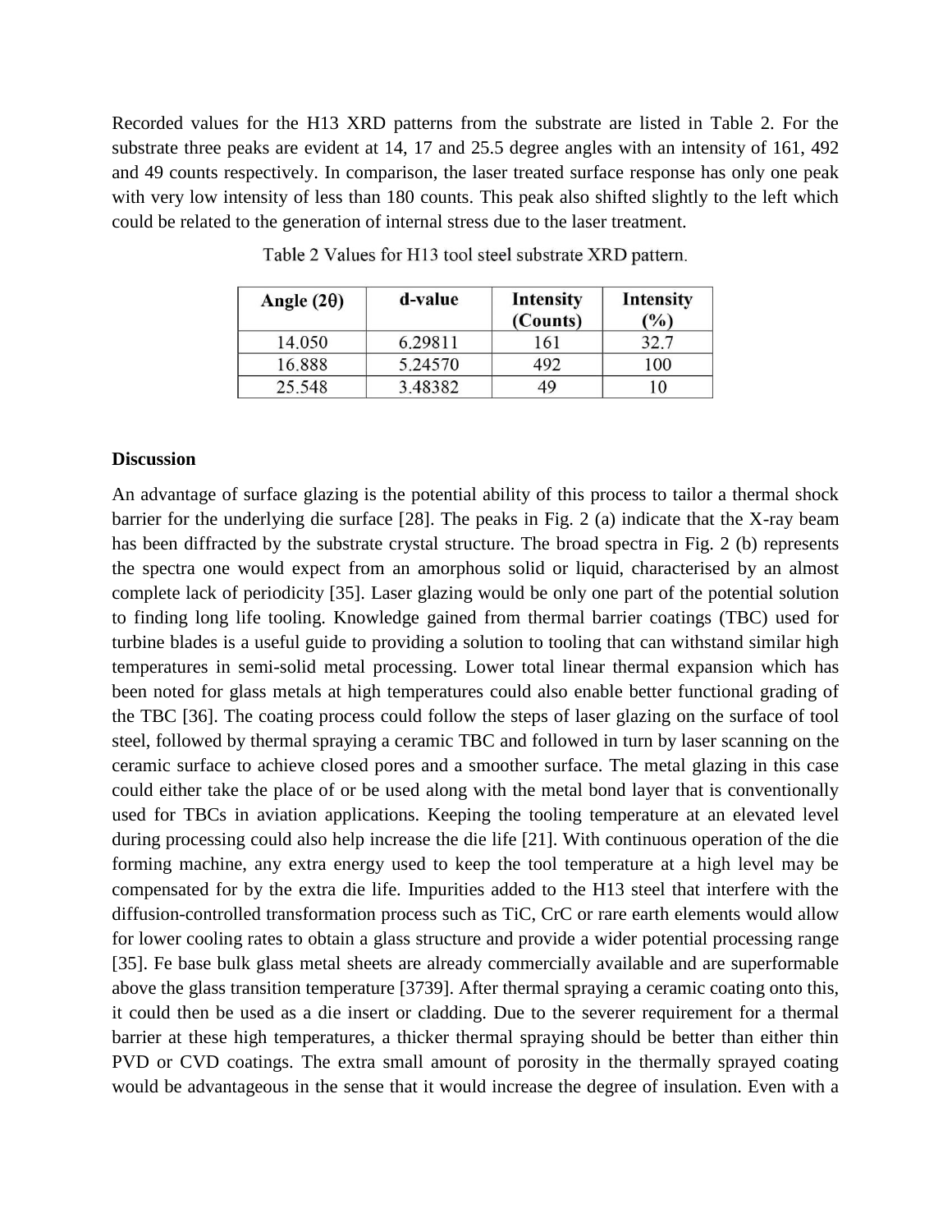Recorded values for the H13 XRD patterns from the substrate are listed in Table 2. For the substrate three peaks are evident at 14, 17 and 25.5 degree angles with an intensity of 161, 492 and 49 counts respectively. In comparison, the laser treated surface response has only one peak with very low intensity of less than 180 counts. This peak also shifted slightly to the left which could be related to the generation of internal stress due to the laser treatment.

Table 2 Values for H13 tool steel substrate XRD pattern.

| Angle (2θ) | d-value | Intensity (Counts) | Intensity (%) |
|---|---|---|---|
| 14.050 | 6.29811 | 161 | 32.7 |
| 16.888 | 5.24570 | 492 | 100 |
| 25.548 | 3.48382 | 49 | 10 |

**Discussion**

An advantage of surface glazing is the potential ability of this process to tailor a thermal shock barrier for the underlying die surface [28]. The peaks in Fig. 2 (a) indicate that the X-ray beam has been diffracted by the substrate crystal structure. The broad spectra in Fig. 2 (b) represents the spectra one would expect from an amorphous solid or liquid, characterised by an almost complete lack of periodicity [35]. Laser glazing would be only one part of the potential solution to finding long life tooling. Knowledge gained from thermal barrier coatings (TBC) used for turbine blades is a useful guide to providing a solution to tooling that can withstand similar high temperatures in semi-solid metal processing. Lower total linear thermal expansion which has been noted for glass metals at high temperatures could also enable better functional grading of the TBC [36]. The coating process could follow the steps of laser glazing on the surface of tool steel, followed by thermal spraying a ceramic TBC and followed in turn by laser scanning on the ceramic surface to achieve closed pores and a smoother surface. The metal glazing in this case could either take the place of or be used along with the metal bond layer that is conventionally used for TBCs in aviation applications. Keeping the tooling temperature at an elevated level during processing could also help increase the die life [21]. With continuous operation of the die forming machine, any extra energy used to keep the tool temperature at a high level may be compensated for by the extra die life. Impurities added to the H13 steel that interfere with the diffusion-controlled transformation process such as TiC, CrC or rare earth elements would allow for lower cooling rates to obtain a glass structure and provide a wider potential processing range [35]. Fe base bulk glass metal sheets are already commercially available and are superformable above the glass transition temperature [3739]. After thermal spraying a ceramic coating onto this, it could then be used as a die insert or cladding. Due to the severer requirement for a thermal barrier at these high temperatures, a thicker thermal spraying should be better than either thin PVD or CVD coatings. The extra small amount of porosity in the thermally sprayed coating would be advantageous in the sense that it would increase the degree of insulation. Even with a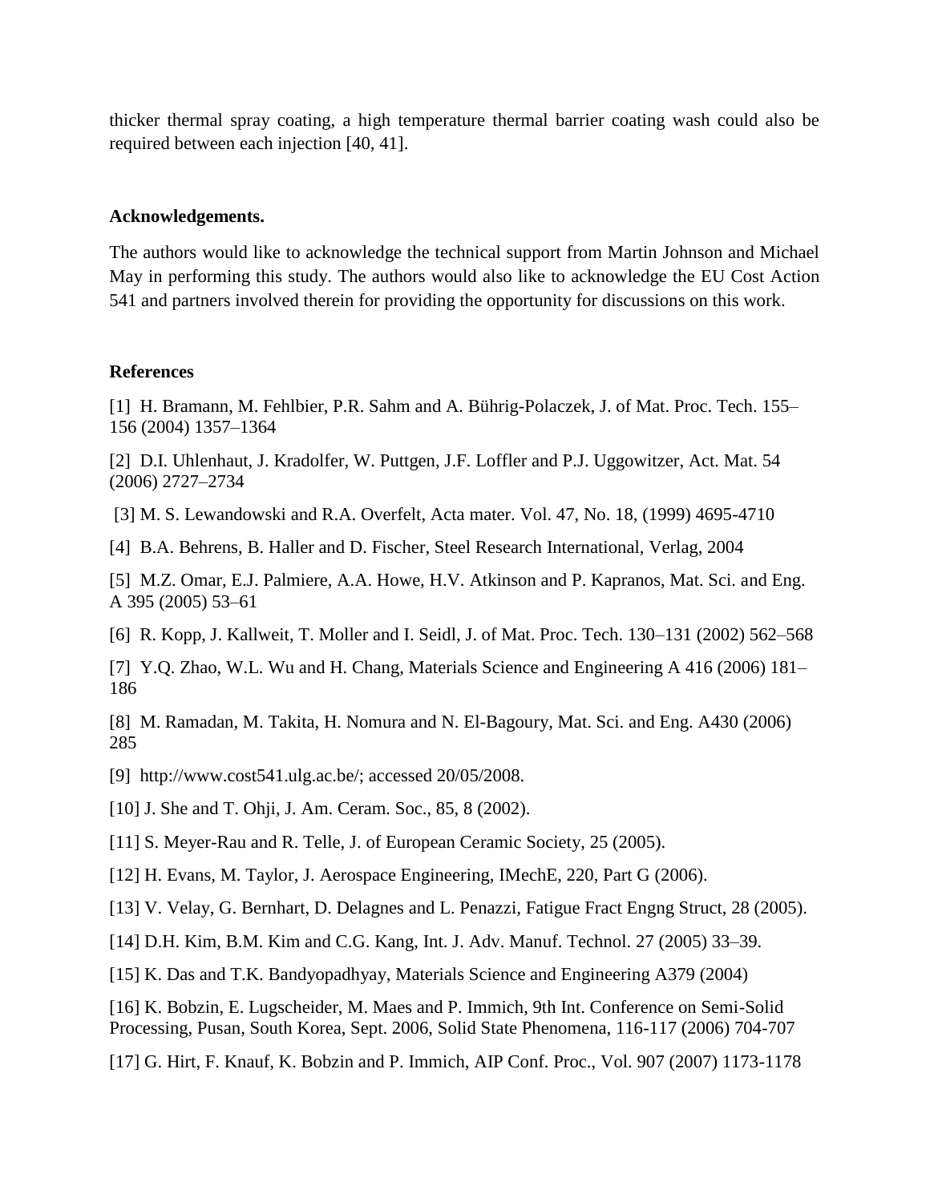thicker thermal spray coating, a high temperature thermal barrier coating wash could also be required between each injection [40, 41].

**Acknowledgements.**

The authors would like to acknowledge the technical support from Martin Johnson and Michael May in performing this study. The authors would also like to acknowledge the EU Cost Action 541 and partners involved therein for providing the opportunity for discussions on this work.

**References**

[1] H. Bramann, M. Fehlbier, P.R. Sahm and A. Bührig-Polaczek, J. of Mat. Proc. Tech. 155–156 (2004) 1357–1364

[2] D.I. Uhlenhaut, J. Kradolfer, W. Puttgen, J.F. Loffler and P.J. Uggowitzer, Act. Mat. 54 (2006) 2727–2734

[3] M. S. Lewandowski and R.A. Overfelt, Acta mater. Vol. 47, No. 18, (1999) 4695-4710

[4] B.A. Behrens, B. Haller and D. Fischer, Steel Research International, Verlag, 2004

[5] M.Z. Omar, E.J. Palmiere, A.A. Howe, H.V. Atkinson and P. Kapranos, Mat. Sci. and Eng. A 395 (2005) 53–61

[6] R. Kopp, J. Kallweit, T. Moller and I. Seidl, J. of Mat. Proc. Tech. 130–131 (2002) 562–568

[7] Y.Q. Zhao, W.L. Wu and H. Chang, Materials Science and Engineering A 416 (2006) 181–186

[8] M. Ramadan, M. Takita, H. Nomura and N. El-Bagoury, Mat. Sci. and Eng. A430 (2006) 285

[9] http://www.cost541.ulg.ac.be/; accessed 20/05/2008.

[10] J. She and T. Ohji, J. Am. Ceram. Soc., 85, 8 (2002).

[11] S. Meyer-Rau and R. Telle, J. of European Ceramic Society, 25 (2005).

[12] H. Evans, M. Taylor, J. Aerospace Engineering, IMechE, 220, Part G (2006).

[13] V. Velay, G. Bernhart, D. Delagnes and L. Penazzi, Fatigue Fract Engng Struct, 28 (2005).

[14] D.H. Kim, B.M. Kim and C.G. Kang, Int. J. Adv. Manuf. Technol. 27 (2005) 33–39.

[15] K. Das and T.K. Bandyopadhyay, Materials Science and Engineering A379 (2004)

[16] K. Bobzin, E. Lugscheider, M. Maes and P. Immich, 9th Int. Conference on Semi-Solid Processing, Pusan, South Korea, Sept. 2006, Solid State Phenomena, 116-117 (2006) 704-707

[17] G. Hirt, F. Knauf, K. Bobzin and P. Immich, AIP Conf. Proc., Vol. 907 (2007) 1173-1178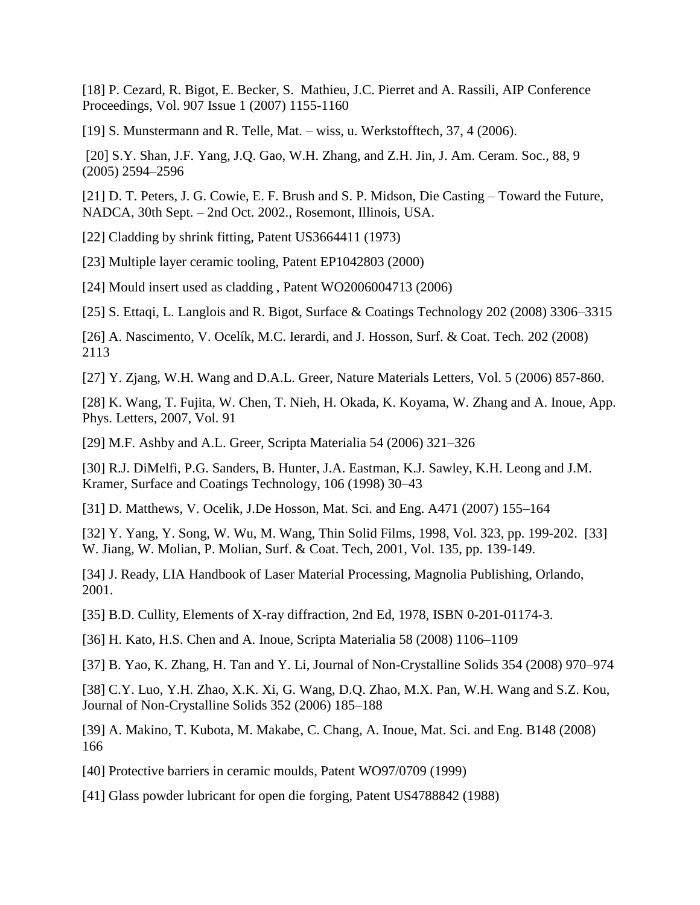[18] P. Cezard, R. Bigot, E. Becker, S. Mathieu, J.C. Pierret and A. Rassili, AIP Conference Proceedings, Vol. 907 Issue 1 (2007) 1155-1160

[19] S. Munstermann and R. Telle, Mat. – wiss, u. Werkstofftech, 37, 4 (2006).

[20] S.Y. Shan, J.F. Yang, J.Q. Gao, W.H. Zhang, and Z.H. Jin, J. Am. Ceram. Soc., 88, 9 (2005) 2594–2596

[21] D. T. Peters, J. G. Cowie, E. F. Brush and S. P. Midson, Die Casting – Toward the Future, NADCA, 30th Sept. – 2nd Oct. 2002., Rosemont, Illinois, USA.

[22] Cladding by shrink fitting, Patent US3664411 (1973)

[23] Multiple layer ceramic tooling, Patent EP1042803 (2000)

[24] Mould insert used as cladding , Patent WO2006004713 (2006)

[25] S. Ettaqi, L. Langlois and R. Bigot, Surface & Coatings Technology 202 (2008) 3306–3315

[26] A. Nascimento, V. Ocelík, M.C. Ierardi, and J. Hosson, Surf. & Coat. Tech. 202 (2008) 2113

[27] Y. Zjang, W.H. Wang and D.A.L. Greer, Nature Materials Letters, Vol. 5 (2006) 857-860.

[28] K. Wang, T. Fujita, W. Chen, T. Nieh, H. Okada, K. Koyama, W. Zhang and A. Inoue, App. Phys. Letters, 2007, Vol. 91

[29] M.F. Ashby and A.L. Greer, Scripta Materialia 54 (2006) 321–326

[30] R.J. DiMelfi, P.G. Sanders, B. Hunter, J.A. Eastman, K.J. Sawley, K.H. Leong and J.M. Kramer, Surface and Coatings Technology, 106 (1998) 30–43

[31] D. Matthews, V. Ocelik, J.De Hosson, Mat. Sci. and Eng. A471 (2007) 155–164

[32] Y. Yang, Y. Song, W. Wu, M. Wang, Thin Solid Films, 1998, Vol. 323, pp. 199-202.

[33] W. Jiang, W. Molian, P. Molian, Surf. & Coat. Tech, 2001, Vol. 135, pp. 139-149.

[34] J. Ready, LIA Handbook of Laser Material Processing, Magnolia Publishing, Orlando, 2001.

[35] B.D. Cullity, Elements of X-ray diffraction, 2nd Ed, 1978, ISBN 0-201-01174-3.

[36] H. Kato, H.S. Chen and A. Inoue, Scripta Materialia 58 (2008) 1106–1109

[37] B. Yao, K. Zhang, H. Tan and Y. Li, Journal of Non-Crystalline Solids 354 (2008) 970–974

[38] C.Y. Luo, Y.H. Zhao, X.K. Xi, G. Wang, D.Q. Zhao, M.X. Pan, W.H. Wang and S.Z. Kou, Journal of Non-Crystalline Solids 352 (2006) 185–188

[39] A. Makino, T. Kubota, M. Makabe, C. Chang, A. Inoue, Mat. Sci. and Eng. B148 (2008) 166

[40] Protective barriers in ceramic moulds, Patent WO97/0709 (1999)

[41] Glass powder lubricant for open die forging, Patent US4788842 (1988)